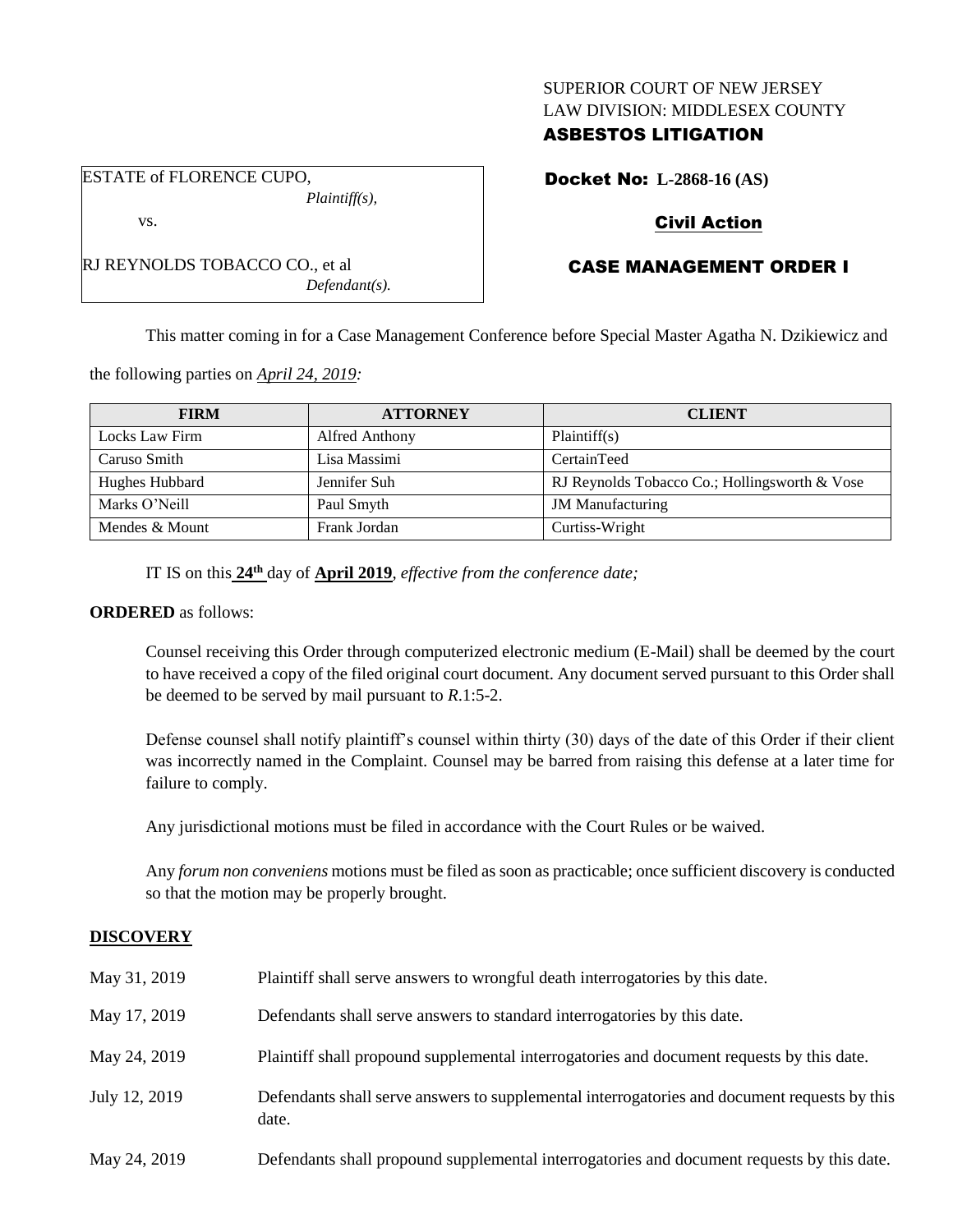SUPERIOR COURT OF NEW JERSEY
LAW DIVISION: MIDDLESEX COUNTY

**ASBESTOS LITIGATION**

ESTATE of FLORENCE CUPO,
*Plaintiff(s),*

vs.

RJ REYNOLDS TOBACCO CO., et al
*Defendant(s).*

**Docket No: L-2868-16 (AS)**

**Civil Action**

**CASE MANAGEMENT ORDER I**

This matter coming in for a Case Management Conference before Special Master Agatha N. Dzikiewicz and the following parties on *April 24, 2019:*

| FIRM | ATTORNEY | CLIENT |
|---|---|---|
| Locks Law Firm | Alfred Anthony | Plaintiff(s) |
| Caruso Smith | Lisa Massimi | CertainTeed |
| Hughes Hubbard | Jennifer Suh | RJ Reynolds Tobacco Co.; Hollingsworth & Vose |
| Marks O'Neill | Paul Smyth | JM Manufacturing |
| Mendes & Mount | Frank Jordan | Curtiss-Wright |

IT IS on this **24th** day of **April 2019**, *effective from the conference date;*

**ORDERED** as follows:

Counsel receiving this Order through computerized electronic medium (E-Mail) shall be deemed by the court to have received a copy of the filed original court document. Any document served pursuant to this Order shall be deemed to be served by mail pursuant to *R*.1:5-2.

Defense counsel shall notify plaintiff's counsel within thirty (30) days of the date of this Order if their client was incorrectly named in the Complaint. Counsel may be barred from raising this defense at a later time for failure to comply.

Any jurisdictional motions must be filed in accordance with the Court Rules or be waived.

Any *forum non conveniens* motions must be filed as soon as practicable; once sufficient discovery is conducted so that the motion may be properly brought.

**DISCOVERY**

| | |
|---|---|
| May 31, 2019 | Plaintiff shall serve answers to wrongful death interrogatories by this date. |
| May 17, 2019 | Defendants shall serve answers to standard interrogatories by this date. |
| May 24, 2019 | Plaintiff shall propound supplemental interrogatories and document requests by this date. |
| July 12, 2019 | Defendants shall serve answers to supplemental interrogatories and document requests by this date. |
| May 24, 2019 | Defendants shall propound supplemental interrogatories and document requests by this date. |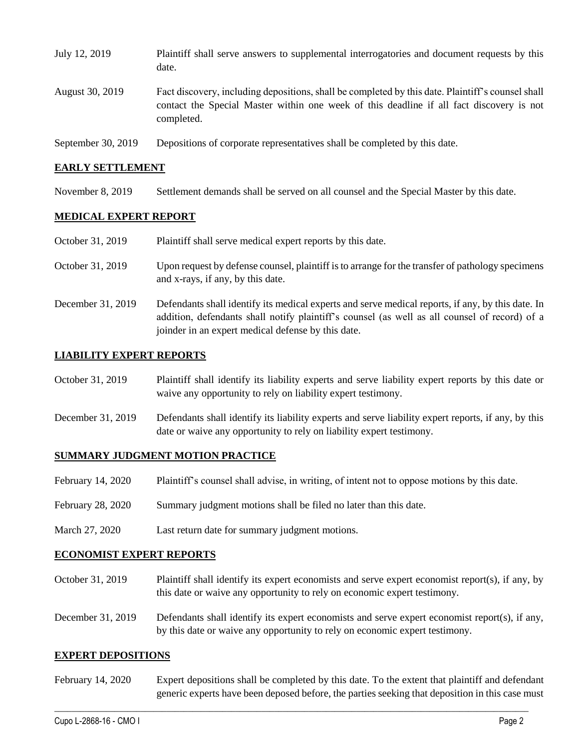July 12, 2019 Plaintiff shall serve answers to supplemental interrogatories and document requests by this date.

August 30, 2019 Fact discovery, including depositions, shall be completed by this date. Plaintiff's counsel shall contact the Special Master within one week of this deadline if all fact discovery is not completed.

September 30, 2019 Depositions of corporate representatives shall be completed by this date.

## EARLY SETTLEMENT

November 8, 2019 Settlement demands shall be served on all counsel and the Special Master by this date.

## MEDICAL EXPERT REPORT

October 31, 2019 Plaintiff shall serve medical expert reports by this date.

October 31, 2019 Upon request by defense counsel, plaintiff is to arrange for the transfer of pathology specimens and x-rays, if any, by this date.

December 31, 2019 Defendants shall identify its medical experts and serve medical reports, if any, by this date. In addition, defendants shall notify plaintiff's counsel (as well as all counsel of record) of a joinder in an expert medical defense by this date.

## LIABILITY EXPERT REPORTS

October 31, 2019 Plaintiff shall identify its liability experts and serve liability expert reports by this date or waive any opportunity to rely on liability expert testimony.

December 31, 2019 Defendants shall identify its liability experts and serve liability expert reports, if any, by this date or waive any opportunity to rely on liability expert testimony.

## SUMMARY JUDGMENT MOTION PRACTICE

February 14, 2020 Plaintiff's counsel shall advise, in writing, of intent not to oppose motions by this date.

February 28, 2020 Summary judgment motions shall be filed no later than this date.

March 27, 2020 Last return date for summary judgment motions.

## ECONOMIST EXPERT REPORTS

October 31, 2019 Plaintiff shall identify its expert economists and serve expert economist report(s), if any, by this date or waive any opportunity to rely on economic expert testimony.

December 31, 2019 Defendants shall identify its expert economists and serve expert economist report(s), if any, by this date or waive any opportunity to rely on economic expert testimony.

## EXPERT DEPOSITIONS

February 14, 2020 Expert depositions shall be completed by this date. To the extent that plaintiff and defendant generic experts have been deposed before, the parties seeking that deposition in this case must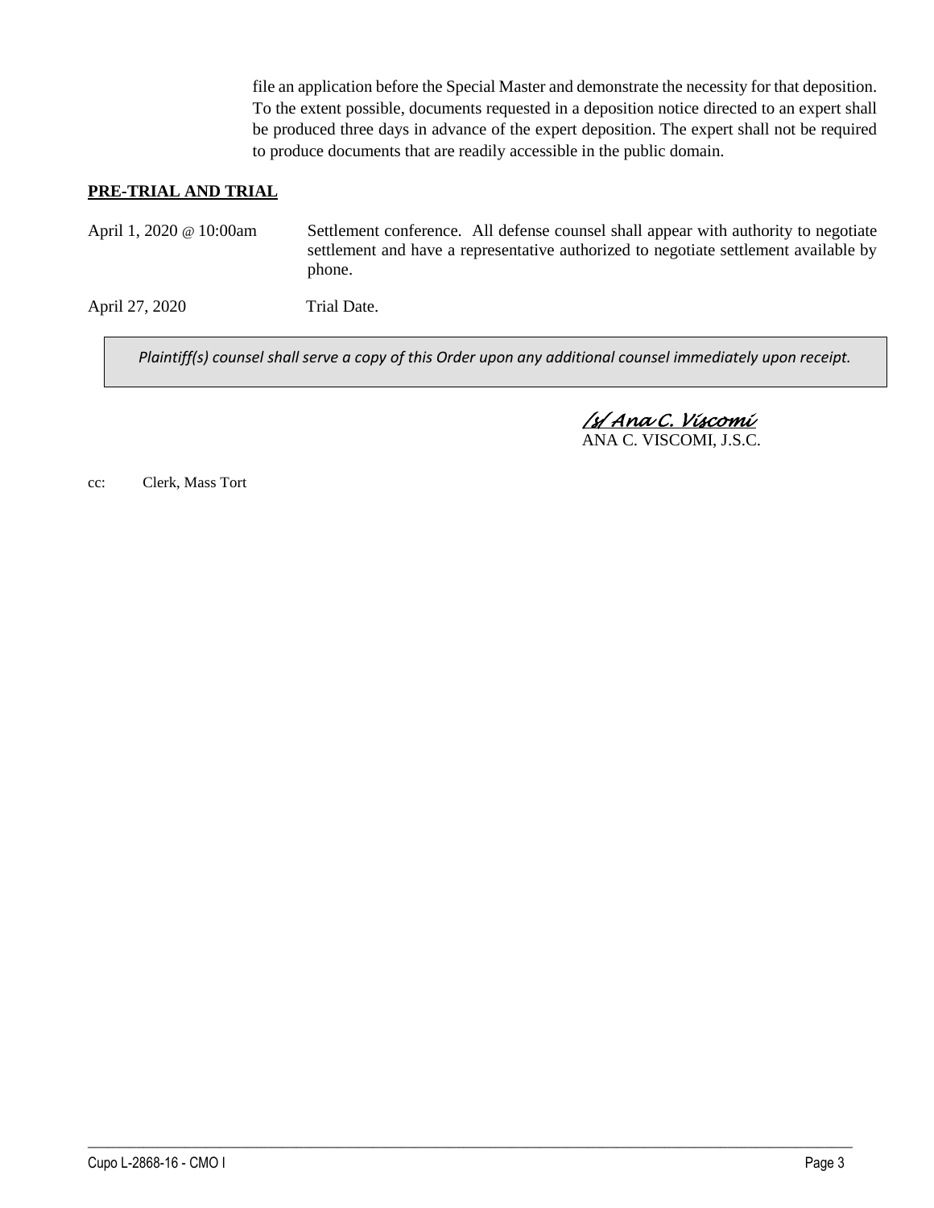file an application before the Special Master and demonstrate the necessity for that deposition. To the extent possible, documents requested in a deposition notice directed to an expert shall be produced three days in advance of the expert deposition. The expert shall not be required to produce documents that are readily accessible in the public domain.

**PRE-TRIAL AND TRIAL**

| | |
|---|---|
| April 1, 2020 @ 10:00am | Settlement conference. All defense counsel shall appear with authority to negotiate settlement and have a representative authorized to negotiate settlement available by phone. |
| April 27, 2020 | Trial Date. |

*Plaintiff(s) counsel shall serve a copy of this Order upon any additional counsel immediately upon receipt.*

/s/ Ana C. Viscomi
ANA C. VISCOMI, J.S.C.

cc: Clerk, Mass Tort